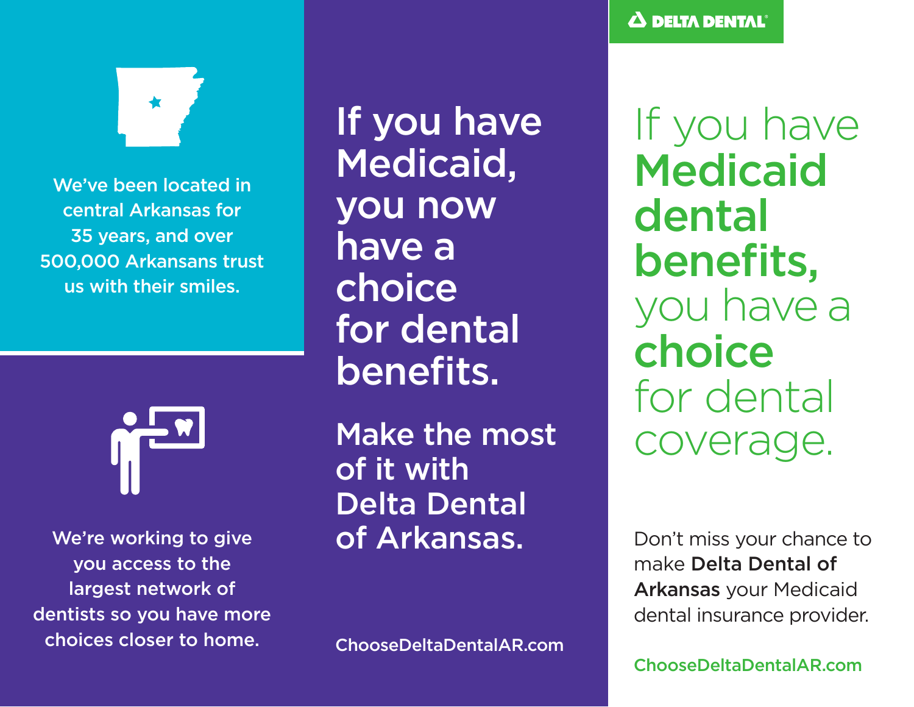**DELTA DENTAL**

# If you have **Medicaid dental benefits,** you have a **choice** for dental coverage.

Don't miss your chance to make **Delta Dental of Arkansas** your Medicaid dental insurance provider.

ChooseDeltaDentalAR.com

We've been located in central Arkansas for 35 years, and over 500,000 Arkansans trust us with their smiles.

We're working to give you access to the largest network of dentists so you have more choices closer to home.

## If you have Medicaid, you now have a choice for dental benefits.

### Make the most of it with Delta Dental of Arkansas.

ChooseDeltaDentalAR.com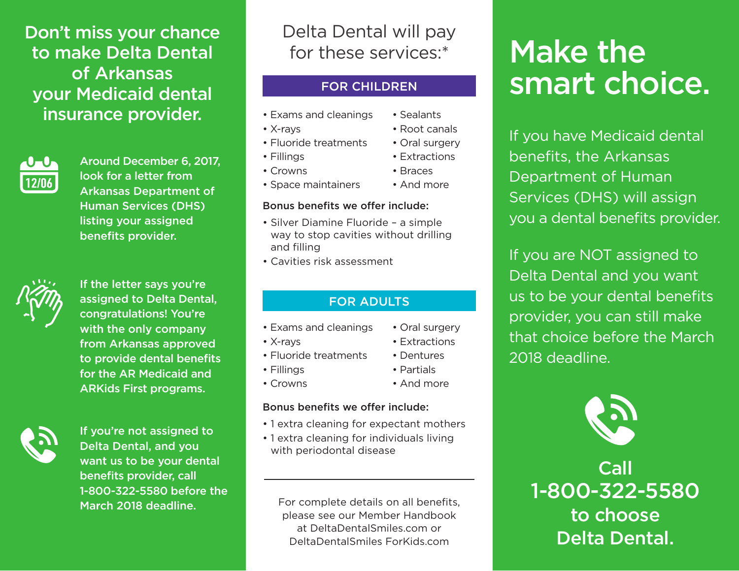## Don't miss your chance to make Delta Dental of Arkansas your Medicaid dental insurance provider.

**Around December 6, 2017, look for a letter from Arkansas Department of Human Services (DHS) listing your assigned benefits provider.**

**If the letter says you're assigned to Delta Dental, congratulations! You're with the only company from Arkansas approved to provide dental benefits for the AR Medicaid and ARKids First programs.**

**If you're not assigned to Delta Dental, and you want us to be your dental benefits provider, call 1-800-322-5580 before the March 2018 deadline.**

## Delta Dental will pay for these services:*

### FOR CHILDREN

- Exams and cleanings
- X-rays
- Fluoride treatments
- Fillings
- Crowns
- Space maintainers
- Sealants
- Root canals
- Oral surgery
- Extractions
- Braces
- And more

**Bonus benefits we offer include:**

- Silver Diamine Fluoride – a simple way to stop cavities without drilling and filling
- Cavities risk assessment

### FOR ADULTS

- Exams and cleanings
- X-rays
- Fluoride treatments
- Fillings
- Crowns
- Oral surgery
- Extractions
- Dentures
- Partials
- And more

**Bonus benefits we offer include:**

- 1 extra cleaning for expectant mothers
- 1 extra cleaning for individuals living with periodontal disease

---

For complete details on all benefits, please see our Member Handbook at DeltaDentalSmiles.com or DeltaDentalSmiles ForKids.com

# Make the smart choice.

If you have Medicaid dental benefits, the Arkansas Department of Human Services (DHS) will assign you a dental benefits provider.

If you are NOT assigned to Delta Dental and you want us to be your dental benefits provider, you can still make that choice before the March 2018 deadline.

**Call 1-800-322-5580 to choose Delta Dental.**